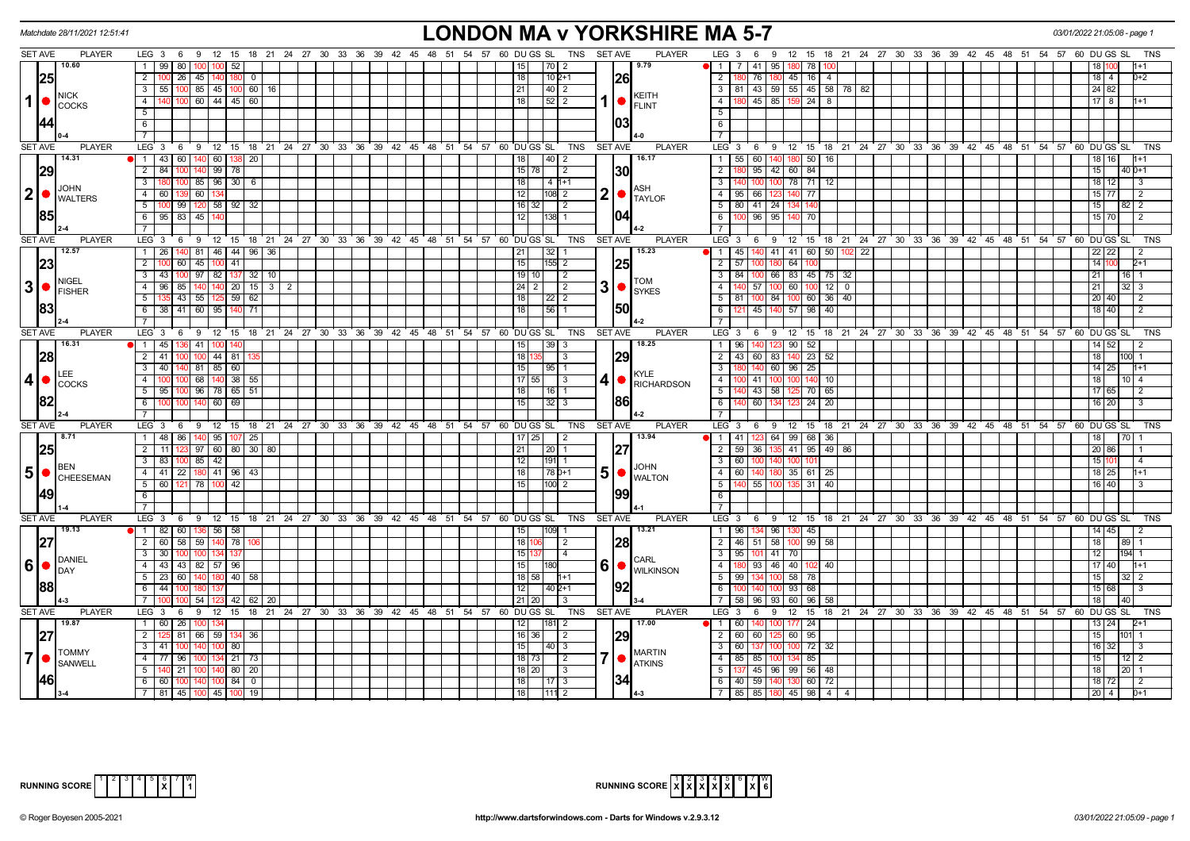Matchdate 28/11/2021 12:51:41

# LONDON MA v YORKSHIRE MA 5-7

03/01/2022 21:05:08 - page 1

| SET AVE | PLAYER | LEG | Scores | DU | GS | SL | TNS | SET AVE | PLAYER | LEG | Scores | DU | GS | SL | TNS |
|---|---|---|---|---|---|---|---|---|---|---|---|---|---|---|---|
| 10.60 / 25.44 | **1** NICK COCKS (0-4) | 1 | 99 80 100 100 52 | 15 | | 70 | 2 | 9.79 / 26.03 | **1** KEITH FLINT (4-0) | 1 | 7 41 95 180 78 100 | 18 | 100 | | 1+1 |
| | | 2 | 100 26 45 140 180 0 | 18 | | 10 | 2+1 | | | 2 | 180 76 180 45 16 4 | 18 | 4 | | 0+2 |
| | | 3 | 55 100 85 45 100 60 16 | 21 | | 40 | 2 | | | 3 | 81 43 59 55 45 58 78 82 | 24 | 82 | | |
| | | 4 | 140 100 60 44 45 60 | 18 | | 52 | 2 | | | 4 | 180 45 85 159 24 8 | 17 | 8 | | 1+1 |
| 14.31 / 29.85 | **2** JOHN WALTERS (2-4) | 1 | 43 60 140 60 138 20 | 18 | | 40 | 2 | 16.17 / 30.04 | **2** ASH TAYLOR (4-2) | 1 | 55 60 140 180 50 16 | 18 | 16 | | 1+1 |
| | | 2 | 84 100 140 99 78 | 15 | 78 | | 2 | | | 2 | 180 95 42 60 84 | 15 | | 40 | 0+1 |
| | | 3 | 180 100 85 96 30 6 | 18 | | 4 | 1+1 | | | 3 | 140 100 100 78 71 12 | 18 | 12 | | 3 |
| | | 4 | 60 139 60 134 | 12 | | 108 | 2 | | | 4 | 95 66 123 140 77 | 15 | 77 | | 2 |
| | | 5 | 100 99 120 58 92 32 | 16 | 32 | | 2 | | | 5 | 80 41 24 134 140 | 15 | | 82 | 2 |
| | | 6 | 95 83 45 140 | 12 | | 138 | 1 | | | 6 | 100 96 95 140 70 | 15 | 70 | | 2 |
| 12.57 / 23.83 | **3** NIGEL FISHER (2-4) | 1 | 26 140 81 46 44 96 36 | 21 | | 32 | 1 | 15.23 / 25.50 | **3** TOM SYKES (4-2) | 1 | 45 140 41 41 60 50 102 22 | 22 | 22 | | 2 |
| | | 2 | 100 60 45 100 41 | 15 | | 155 | 2 | | | 2 | 57 100 180 64 100 | 14 | 100 | | 2+1 |
| | | 3 | 43 100 97 82 137 32 10 | 19 | 10 | | 2 | | | 3 | 84 100 66 83 45 75 32 | 21 | | 16 | 1 |
| | | 4 | 96 85 140 140 20 15 3 2 | 24 | 2 | | 2 | | | 4 | 140 57 100 60 100 12 0 | 21 | | 32 | 3 |
| | | 5 | 135 43 55 125 59 62 | 18 | | 22 | 2 | | | 5 | 81 100 84 100 60 36 40 | 20 | 40 | | 2 |
| | | 6 | 38 41 60 95 140 71 | 18 | | 56 | 1 | | | 6 | 121 45 140 57 98 40 | 18 | 40 | | 2 |
| 16.31 / 28.82 | **4** LEE COCKS (2-4) | 1 | 45 136 41 100 140 | 15 | | 39 | 3 | 18.25 / 29.86 | **4** KYLE RICHARDSON (4-2) | 1 | 96 140 123 90 52 | 14 | 52 | | 2 |
| | | 2 | 41 100 100 44 81 135 | 18 | 135 | | 3 | | | 2 | 43 60 83 140 23 52 | 18 | | 100 | 1 |
| | | 3 | 40 140 81 85 60 | 15 | | 95 | 1 | | | 3 | 180 140 60 96 25 | 14 | 25 | | 1+1 |
| | | 4 | 100 100 68 140 38 55 | 17 | 55 | | 3 | | | 4 | 100 41 100 100 140 10 | 18 | | 10 | 4 |
| | | 5 | 95 100 96 78 65 51 | 18 | | 16 | 1 | | | 5 | 140 43 58 125 70 65 | 17 | 65 | | 2 |
| | | 6 | 100 100 140 60 69 | 15 | | 32 | 3 | | | 6 | 140 60 134 123 24 20 | 16 | 20 | | 3 |
| 8.71 / 25.49 | **5** BEN CHEESEMAN (1-4) | 1 | 48 86 140 95 107 25 | 17 | 25 | | 2 | 13.94 / 27.99 | **5** JOHN WALTON (4-1) | 1 | 41 123 64 99 68 36 | 18 | | 70 | 1 |
| | | 2 | 11 123 97 60 80 30 80 | 21 | | 20 | 1 | | | 2 | 59 36 135 41 95 49 86 | 20 | 86 | | 1 |
| | | 3 | 83 100 85 42 | 12 | | 191 | 1 | | | 3 | 60 100 140 100 101 | 15 | 101 | | 4 |
| | | 4 | 41 22 180 41 96 43 | 18 | | 78 | 0+1 | | | 4 | 60 140 180 35 61 25 | 18 | 25 | | 1+1 |
| | | 5 | 60 121 78 100 42 | 15 | | 100 | 2 | | | 5 | 140 55 100 135 31 40 | 16 | 40 | | 3 |
| 19.13 / 27.88 | **6** DANIEL DAY (4-3) | 1 | 82 60 136 56 58 | 15 | | 109 | 1 | 13.21 / 28.92 | **6** CARL WILKINSON (3-4) | 1 | 96 134 96 130 45 | 14 | 45 | | 2 |
| | | 2 | 60 58 59 140 78 106 | 18 | 106 | | 2 | | | 2 | 46 51 58 100 99 58 | 18 | | 89 | 1 |
| | | 3 | 30 100 100 134 137 | 15 | 137 | | 4 | | | 3 | 95 101 41 70 | 12 | | 194 | 1 |
| | | 4 | 43 43 82 57 96 | 15 | | 180 | | | | 4 | 180 93 46 40 102 40 | 17 | 40 | | 1+1 |
| | | 5 | 23 60 140 180 40 58 | 18 | 58 | | 1+1 | | | 5 | 99 134 100 58 78 | 15 | | 32 | 2 |
| | | 6 | 44 100 180 137 | 12 | | 40 | 2+1 | | | 6 | 100 140 100 93 68 | 15 | 68 | | 3 |
| | | 7 | 100 100 54 123 42 62 20 | 21 | 20 | | 3 | | | 7 | 58 96 93 60 96 58 | 18 | | 40 | |
| 19.87 / 27.46 | **7** TOMMY SANWELL (3-4) | 1 | 60 26 100 134 | 12 | | 181 | 2 | 17.00 / 29.34 | **7** MARTIN ATKINS (4-3) | 1 | 60 140 100 177 24 | 13 | 24 | | 2+1 |
| | | 2 | 125 81 66 59 134 36 | 16 | 36 | | 2 | | | 2 | 60 60 125 60 95 | 15 | | 101 | 1 |
| | | 3 | 41 100 140 100 80 | 15 | | 40 | 3 | | | 3 | 60 137 100 100 72 32 | 16 | 32 | | 3 |
| | | 4 | 77 96 100 134 21 73 | 18 | 73 | | 2 | | | 4 | 85 85 100 134 85 | 15 | | 12 | 2 |
| | | 5 | 140 21 100 140 80 20 | 18 | 20 | | 3 | | | 5 | 137 45 96 99 56 48 | 18 | | 20 | 1 |
| | | 6 | 60 100 140 100 84 0 | 18 | | 17 | 3 | | | 6 | 40 59 140 130 60 72 | 18 | 72 | | 2 |
| | | 7 | 81 45 100 45 100 19 | 18 | | 111 | 2 | | | 7 | 85 85 180 45 98 4 4 | 20 | 4 | | 0+1 |

RUNNING SCORE (London): 1 2 3 4 5 6 7 W — X at 6 — W: 1

RUNNING SCORE (Yorkshire): 1 2 3 4 5 6 7 W — X X X X X at 1-5, X at 7 — W: 6

© Roger Boyesen 2005-2021 http://www.dartsforwindows.com - Darts for Windows v.2.9.3.12 03/01/2022 21:05:09 - page 1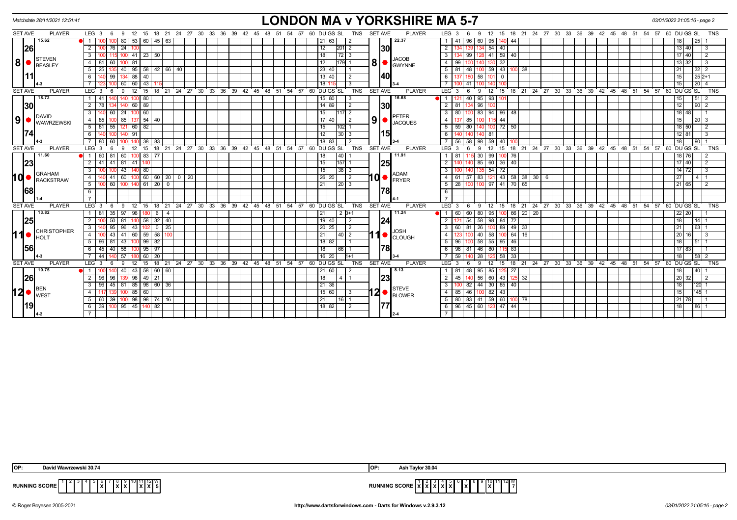Matchdate 28/11/2021 12:51:41

# LONDON MA v YORKSHIRE MA 5-7

03/01/2022 21:05:16 - page 2

| SET AVE | PLAYER | LEG | 3 | 6 | 9 | 12 | 15 | 18 | 21 | 24 | 27 | DU | GS | SL | TNS | SET AVE | PLAYER | LEG | 3 | 6 | 9 | 12 | 15 | 18 | 21 | 24 | 27 | DU | GS | SL | TNS |
|---|---|---|---|---|---|---|---|---|---|---|---|---|---|---|---|---|---|---|---|---|---|---|---|---|---|---|---|---|---|---|---|
| 15.62 / 26 / 11 / 4-3 | 8 STEVEN BEASLEY | 1 | 100 | 100 | 80 | 53 | 60 | 45 | 63 | | | 21 | 63 | | 2 | 22.37 / 30 / 40 / 3-4 | 8 JACOB GWYNNE | 1 | 41 | 96 | 60 | 95 | 140 | 44 | | | | 18 | | 25 | 1 |
| | | 2 | 100 | 76 | 24 | 100 | | | | | | 12 | | 201 | 2 | | | 2 | 134 | 139 | 134 | 54 | 40 | | | | | 13 | 40 | | 3 |
| | | 3 | 100 | 115 | 100 | 41 | 23 | 50 | | | | 18 | | 72 | 3 | | | 3 | 134 | 99 | 128 | 41 | 59 | 40 | | | | 17 | 40 | | 2 |
| | | 4 | 81 | 60 | 100 | 81 | | | | | | 12 | | 179 | 1 | | | 4 | 99 | 100 | 140 | 130 | 32 | | | | | 13 | 32 | | 3 |
| | | 5 | 25 | 135 | 40 | 95 | 58 | 42 | 66 | 40 | | 23 | 40 | | 1 | | | 5 | 81 | 48 | 100 | 59 | 43 | 100 | 38 | | | 21 | | 32 | 2 |
| | | 6 | 140 | 99 | 134 | 88 | 40 | | | | | 13 | 40 | | 2 | | | 6 | 137 | 180 | 58 | 101 | 0 | | | | | 15 | | 25 | 2+1 |
| | | 7 | 123 | 100 | 60 | 60 | 43 | 115 | | | | 18 | 115 | | 3 | | | 7 | 100 | 41 | 100 | 140 | 100 | | | | | 15 | | 20 | 4 |
| 18.72 / 30 / 74 / 4-3 | 9 DAVID WAWRZEWSKI | 1 | 41 | 140 | 140 | 100 | 80 | | | | | 15 | 80 | | 3 | 16.68 / 30 / 15 / 3-4 | 9 PETER JACQUES | 1 | 121 | 40 | 95 | 93 | 101 | | | | | 15 | | 51 | 2 |
| | | 2 | 78 | 134 | 140 | 60 | 89 | | | | | 14 | 89 | | 2 | | | 2 | 81 | 134 | 96 | 100 | | | | | | 12 | | 90 | 2 |
| | | 3 | 140 | 60 | 24 | 100 | 60 | | | | | 15 | | 117 | 2 | | | 3 | 80 | 100 | 83 | 94 | 96 | 48 | | | | 18 | 48 | | 1 |
| | | 4 | 85 | 100 | 85 | 137 | 54 | 40 | | | | 17 | 40 | | 2 | | | 4 | 137 | 85 | 100 | 115 | 44 | | | | | 15 | | 20 | 3 |
| | | 5 | 81 | 55 | 121 | 60 | 82 | | | | | 15 | | 102 | 1 | | | 5 | 59 | 80 | 140 | 100 | 72 | 50 | | | | 18 | 50 | | 2 |
| | | 6 | 140 | 100 | 140 | 91 | | | | | | 12 | | 30 | 3 | | | 6 | 140 | 140 | 140 | 81 | | | | | | 12 | 81 | | 3 |
| | | 7 | 80 | 60 | 100 | 140 | 38 | 83 | | | | 18 | 83 | | 2 | | | 7 | 56 | 58 | 98 | 59 | 40 | 100 | | | | 18 | | 90 | 1 |
| 11.60 / 23 / 68 / 1-4 | 10 GRAHAM RACKSTRAW | 1 | 60 | 81 | 60 | 100 | 83 | 77 | | | | 18 | | 40 | 1 | 11.91 / 25 / 78 / 4-1 | 10 ADAM FRYER | 1 | 81 | 115 | 30 | 99 | 100 | 76 | | | | 18 | 76 | | 2 |
| | | 2 | 41 | 41 | 81 | 41 | 140 | | | | | 15 | | 157 | 1 | | | 2 | 140 | 140 | 85 | 60 | 36 | 40 | | | | 17 | 40 | | 2 |
| | | 3 | 100 | 100 | 43 | 140 | 80 | | | | | 15 | | 38 | 3 | | | 3 | 100 | 140 | 135 | 54 | 72 | | | | | 14 | 72 | | 3 |
| | | 4 | 140 | 41 | 60 | 100 | 60 | 60 | 20 | 0 | 20 | 26 | 20 | | 2 | | | 4 | 61 | 57 | 83 | 121 | 43 | 58 | 38 | 30 | 6 | 27 | | 4 | 1 |
| | | 5 | 100 | 60 | 100 | 140 | 61 | 20 | 0 | | | 21 | | 20 | 3 | | | 5 | 28 | 100 | 100 | 97 | 41 | 70 | 65 | | | 21 | 65 | | 2 |
| 13.82 / 25 / 56 / 4-3 | 11 CHRISTOPHER HOLT | 1 | 81 | 35 | 97 | 96 | 180 | 6 | 4 | | | 21 | | 2 | 0+1 | 11.24 / 24 / 78 / 3-4 | 11 JOSH CLOUGH | 1 | 60 | 60 | 80 | 95 | 100 | 66 | 20 | 20 | | 22 | 20 | | 1 |
| | | 2 | 100 | 50 | 81 | 140 | 58 | 32 | 40 | | | 19 | 40 | | 2 | | | 2 | 121 | 54 | 58 | 98 | 84 | 72 | | | | 18 | | 14 | 1 |
| | | 3 | 140 | 95 | 96 | 43 | 102 | 0 | 25 | | | 20 | 25 | | 2 | | | 3 | 60 | 81 | 26 | 100 | 89 | 49 | 33 | | | 21 | | 63 | 1 |
| | | 4 | 100 | 43 | 41 | 60 | 59 | 58 | 100 | | | 21 | | 40 | 2 | | | 4 | 123 | 100 | 40 | 58 | 100 | 64 | 16 | | | 20 | 16 | | 3 |
| | | 5 | 96 | 81 | 43 | 100 | 99 | 82 | | | | 18 | 82 | | 1 | | | 5 | 96 | 100 | 58 | 55 | 95 | 46 | | | | 18 | | 51 | 1 |
| | | 6 | 45 | 40 | 58 | 100 | 95 | 97 | | | | 18 | | 66 | 1 | | | 6 | 96 | 81 | 46 | 80 | 115 | 83 | | | | 17 | 83 | | 1 |
| | | 7 | 44 | 140 | 57 | 180 | 60 | 20 | | | | 16 | 20 | | 1+1 | | | 7 | 59 | 140 | 28 | 125 | 58 | 33 | | | | 18 | | 58 | 2 |
| 10.75 / 26 / 19 / 4-2 | 12 BEN WEST | 1 | 100 | 140 | 40 | 43 | 58 | 60 | 60 | | | 21 | 60 | | 2 | 8.13 / 23 / 77 / 2-4 | 12 STEVE BLOWER | 1 | 81 | 48 | 95 | 85 | 125 | 27 | | | | 18 | | 40 | 1 |
| | | 2 | 96 | 96 | 139 | 96 | 49 | 21 | | | | 18 | | 4 | 1 | | | 2 | 45 | 140 | 56 | 60 | 43 | 125 | 32 | | | 20 | 32 | | 2 |
| | | 3 | 96 | 45 | 81 | 85 | 98 | 60 | 36 | | | 21 | 36 | | | | | 3 | 100 | 82 | 44 | 30 | 85 | 40 | | | | 18 | | 120 | 1 |
| | | 4 | 117 | 139 | 100 | 85 | 60 | | | | | 15 | 60 | | 3 | | | 4 | 85 | 46 | 100 | 82 | 43 | | | | | 15 | | 145 | 1 |
| | | 5 | 60 | 39 | 100 | 98 | 98 | 74 | 16 | | | 21 | | 16 | 1 | | | 5 | 80 | 83 | 41 | 59 | 60 | 100 | 78 | | | 21 | 78 | | 1 |
| | | 6 | 39 | 100 | 95 | 45 | 140 | 82 | | | | 18 | 82 | | 2 | | | 6 | 96 | 45 | 60 | 123 | 47 | 44 | | | | 18 | | 86 | 1 |

OP: David Wawrzewski 30.74 | OP: Ash Taylor 30.04

| RUNNING SCORE | 1 | 2 | 3 | 4 | 5 | 6 | 7 | 8 | 9 | 10 | 11 | 12 | W |
|---|---|---|---|---|---|---|---|---|---|---|---|---|---|
| London | | | | | | X | | X | X | | X | X | 5 |
| Yorkshire | X | X | X | X | X | | X | | | X | | | 7 |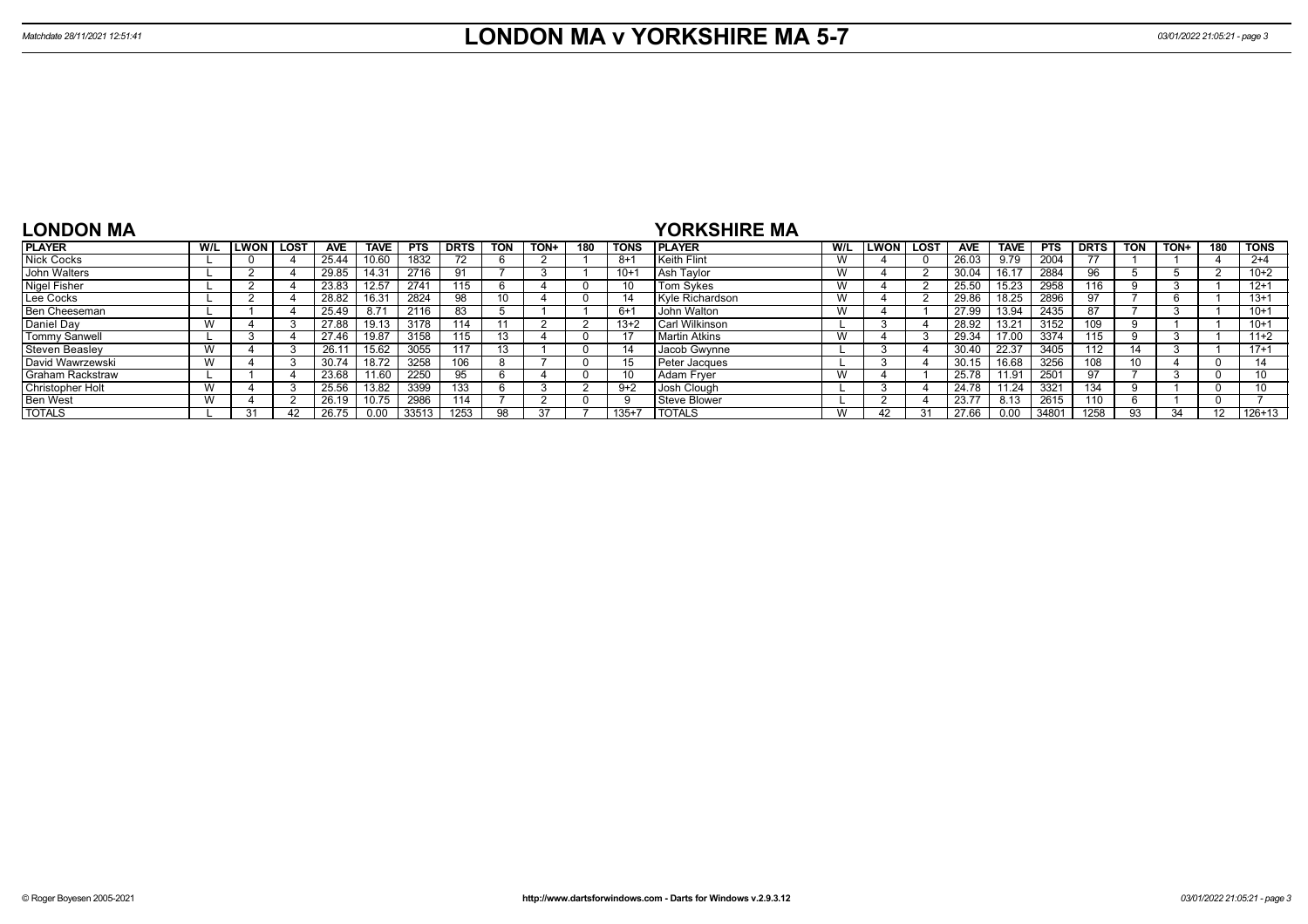# LONDON MA v YORKSHIRE MA 5-7

Matchdate 28/11/2021 12:51:41

## LONDON MA

| PLAYER | W/L | LWON | LOST | AVE | TAVE | PTS | DRTS | TON | TON+ | 180 | TONS |
|---|---|---|---|---|---|---|---|---|---|---|---|
| Nick Cocks | L | 0 | 4 | 25.44 | 10.60 | 1832 | 72 | 6 | 2 | 1 | 8+1 |
| John Walters | L | 2 | 4 | 29.85 | 14.31 | 2716 | 91 | 7 | 3 | 1 | 10+1 |
| Nigel Fisher | L | 2 | 4 | 23.83 | 12.57 | 2741 | 115 | 6 | 4 | 0 | 10 |
| Lee Cocks | L | 2 | 4 | 28.82 | 16.31 | 2824 | 98 | 10 | 4 | 0 | 14 |
| Ben Cheeseman | L | 1 | 4 | 25.49 | 8.71 | 2116 | 83 | 5 | 1 | 1 | 6+1 |
| Daniel Day | W | 4 | 3 | 27.88 | 19.13 | 3178 | 114 | 11 | 2 | 2 | 13+2 |
| Tommy Sanwell | L | 3 | 4 | 27.46 | 19.87 | 3158 | 115 | 13 | 4 | 0 | 17 |
| Steven Beasley | W | 4 | 3 | 26.11 | 15.62 | 3055 | 117 | 13 | 1 | 0 | 14 |
| David Wawrzewski | W | 4 | 3 | 30.74 | 18.72 | 3258 | 106 | 8 | 7 | 0 | 15 |
| Graham Rackstraw | L | 1 | 4 | 23.68 | 11.60 | 2250 | 95 | 6 | 4 | 0 | 10 |
| Christopher Holt | W | 4 | 3 | 25.56 | 13.82 | 3399 | 133 | 6 | 3 | 2 | 9+2 |
| Ben West | W | 4 | 2 | 26.19 | 10.75 | 2986 | 114 | 7 | 2 | 0 | 9 |
| TOTALS | L | 31 | 42 | 26.75 | 0.00 | 33513 | 1253 | 98 | 37 | 7 | 135+7 |

## YORKSHIRE MA

| PLAYER | W/L | LWON | LOST | AVE | TAVE | PTS | DRTS | TON | TON+ | 180 | TONS |
|---|---|---|---|---|---|---|---|---|---|---|---|
| Keith Flint | W | 4 | 0 | 26.03 | 9.79 | 2004 | 77 | 1 | 1 | 4 | 2+4 |
| Ash Taylor | W | 4 | 2 | 30.04 | 16.17 | 2884 | 96 | 5 | 5 | 2 | 10+2 |
| Tom Sykes | W | 4 | 2 | 25.50 | 15.23 | 2958 | 116 | 9 | 3 | 1 | 12+1 |
| Kyle Richardson | W | 4 | 2 | 29.86 | 18.25 | 2896 | 97 | 7 | 6 | 1 | 13+1 |
| John Walton | W | 4 | 1 | 27.99 | 13.94 | 2435 | 87 | 7 | 3 | 1 | 10+1 |
| Carl Wilkinson | L | 3 | 4 | 28.92 | 13.21 | 3152 | 109 | 9 | 1 | 1 | 10+1 |
| Martin Atkins | W | 4 | 3 | 29.34 | 17.00 | 3374 | 115 | 9 | 3 | 1 | 11+2 |
| Jacob Gwynne | L | 3 | 4 | 30.40 | 22.37 | 3405 | 112 | 14 | 3 | 1 | 17+1 |
| Peter Jacques | L | 3 | 4 | 30.15 | 16.68 | 3256 | 108 | 10 | 4 | 0 | 14 |
| Adam Fryer | W | 4 | 1 | 25.78 | 11.91 | 2501 | 97 | 7 | 3 | 0 | 10 |
| Josh Clough | L | 3 | 4 | 24.78 | 11.24 | 3321 | 134 | 9 | 1 | 0 | 10 |
| Steve Blower | L | 2 | 4 | 23.77 | 8.13 | 2615 | 110 | 6 | 1 | 0 | 7 |
| TOTALS | W | 42 | 31 | 27.66 | 0.00 | 34801 | 1258 | 93 | 34 | 12 | 126+13 |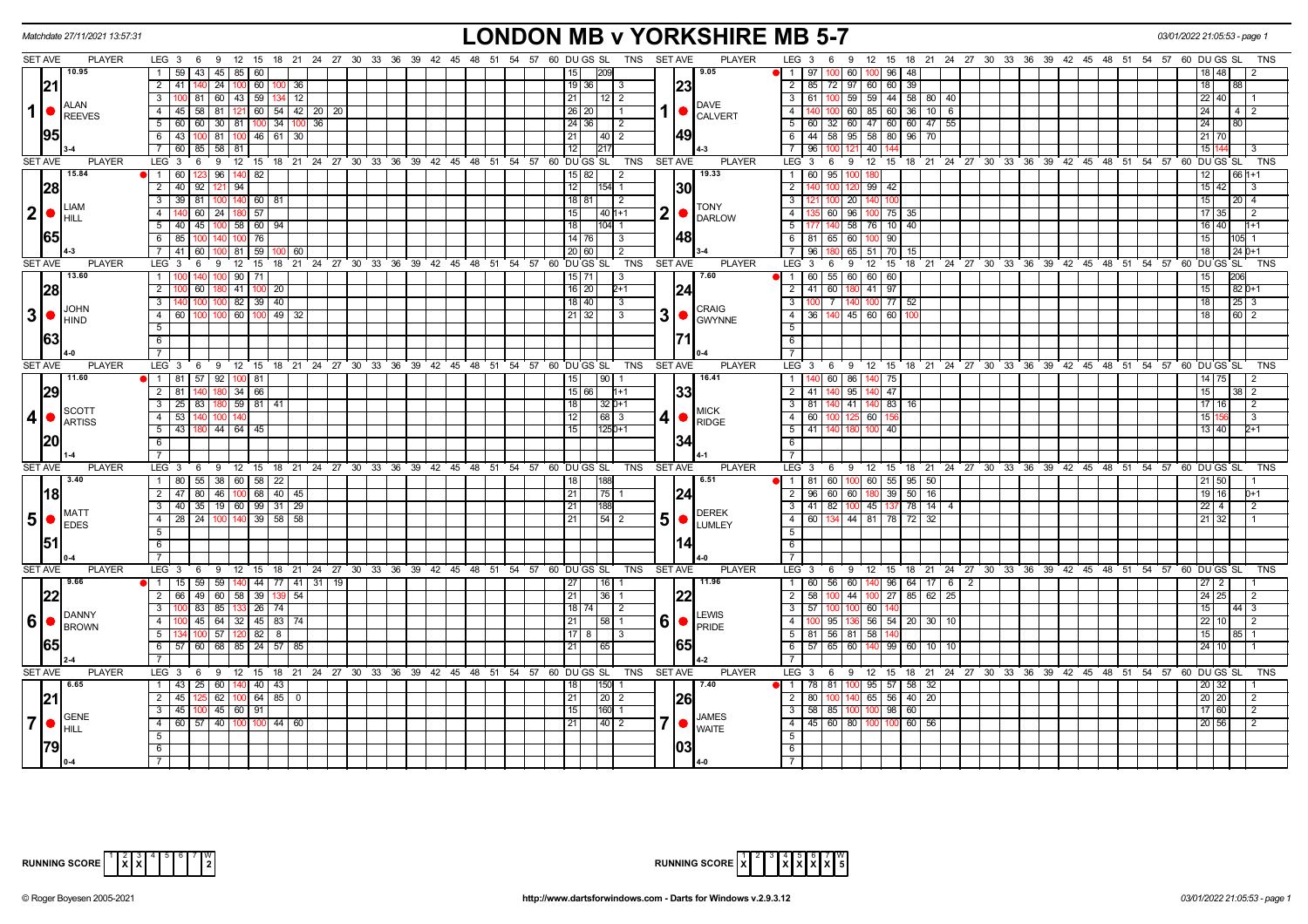Matchdate 27/11/2021 13:57:31

# LONDON MB v YORKSHIRE MB 5-7

03/01/2022 21:05:53 - page 1

## Set 1

| SET AVE | PLAYER | LEG | Scores | DU | GS | SL | TNS |
|---|---|---|---|---|---|---|---|
| 10.95 / 21.95 | ALAN REEVES (3-4) | 1 | 59 43 45 85 60 | 15 | | 209 | |
| | | 2 | 41 140 24 100 60 100 36 | 19 | 36 | | 3 |
| | | 3 | 100 81 60 43 59 134 12 | 21 | | 12 | 2 |
| | | 4 | 45 58 81 121 60 54 42 20 20 | 26 | 20 | | 1 |
| | | 5 | 60 60 30 81 100 34 100 36 | 24 | 36 | | 2 |
| | | 6 | 43 100 81 100 46 61 30 | 21 | | 40 | 2 |
| | | 7 | 60 85 58 81 | 12 | | 217 | |

| SET AVE | PLAYER | LEG | Scores | DU | GS | SL | TNS |
|---|---|---|---|---|---|---|---|
| 9.05 / 23.49 | DAVE CALVERT (4-3) | 1 | 97 100 60 100 96 48 | 18 | 48 | | 2 |
| | | 2 | 85 72 97 60 60 39 | 18 | | 88 | |
| | | 3 | 61 100 59 59 44 58 80 40 | 22 | 40 | | 1 |
| | | 4 | 140 100 60 85 60 36 10 6 | 24 | | 4 | 2 |
| | | 5 | 60 32 60 47 60 60 47 55 | 24 | | 80 | |
| | | 6 | 44 58 95 58 80 96 70 | 21 | 70 | | |
| | | 7 | 96 100 121 40 144 | 15 | 144 | | 3 |

## Set 2

| SET AVE | PLAYER | LEG | Scores | DU | GS | SL | TNS |
|---|---|---|---|---|---|---|---|
| 15.84 / 28.65 | LIAM HILL (4-3) | 1 | 60 123 96 140 82 | 15 | 82 | | 2 |
| | | 2 | 40 92 121 94 | 12 | | 154 | 1 |
| | | 3 | 39 81 100 140 60 81 | 18 | 81 | | 2 |
| | | 4 | 140 60 24 180 57 | 15 | | 40 | 1+1 |
| | | 5 | 40 45 100 58 60 94 | 18 | | 104 | 1 |
| | | 6 | 85 100 140 100 76 | 14 | 76 | | 3 |
| | | 7 | 41 60 100 81 59 100 60 | 20 | 60 | | 2 |

| SET AVE | PLAYER | LEG | Scores | DU | GS | SL | TNS |
|---|---|---|---|---|---|---|---|
| 19.33 / 30.48 | TONY DARLOW (3-4) | 1 | 60 95 100 180 | 12 | | 66 | 1+1 |
| | | 2 | 140 100 120 99 42 | 15 | 42 | | 3 |
| | | 3 | 121 100 20 140 100 | 15 | | 20 | 4 |
| | | 4 | 135 60 96 100 75 35 | 17 | 35 | | 2 |
| | | 5 | 177 140 58 76 10 40 | 16 | 40 | | 1+1 |
| | | 6 | 81 65 60 100 90 | 15 | | 105 | 1 |
| | | 7 | 96 180 65 51 70 15 | 18 | | 24 | 0+1 |

## Set 3

| SET AVE | PLAYER | LEG | Scores | DU | GS | SL | TNS |
|---|---|---|---|---|---|---|---|
| 13.60 / 28.63 | JOHN HIND (4-0) | 1 | 100 140 100 90 71 | 15 | 71 | | 3 |
| | | 2 | 100 60 180 41 100 20 | 16 | 20 | | 2+1 |
| | | 3 | 140 100 100 82 39 40 | 18 | 40 | | 3 |
| | | 4 | 60 100 100 60 100 49 32 | 21 | 32 | | 3 |

| SET AVE | PLAYER | LEG | Scores | DU | GS | SL | TNS |
|---|---|---|---|---|---|---|---|
| 7.60 / 24.71 | CRAIG GWYNNE (0-4) | 1 | 60 55 60 60 60 | 15 | | 206 | |
| | | 2 | 41 60 180 41 97 | 15 | | 82 | 0+1 |
| | | 3 | 100 7 140 100 77 52 | 18 | | 25 | 3 |
| | | 4 | 36 140 45 60 60 100 | 18 | | 60 | 2 |

## Set 4

| SET AVE | PLAYER | LEG | Scores | DU | GS | SL | TNS |
|---|---|---|---|---|---|---|---|
| 11.60 / 29.20 | SCOTT ARTISS (1-4) | 1 | 81 57 92 100 81 | 15 | | 90 | 1 |
| | | 2 | 81 140 180 34 66 | 15 | 66 | | 1+1 |
| | | 3 | 25 83 180 59 81 41 | 18 | | 32 | 0+1 |
| | | 4 | 53 140 100 140 | 12 | | 68 | 3 |
| | | 5 | 43 180 44 64 45 | 15 | | 125 | 0+1 |

| SET AVE | PLAYER | LEG | Scores | DU | GS | SL | TNS |
|---|---|---|---|---|---|---|---|
| 16.41 / 33.34 | MICK RIDGE (4-1) | 1 | 140 60 86 140 75 | 14 | 75 | | 2 |
| | | 2 | 41 140 95 140 47 | 15 | | 38 | 2 |
| | | 3 | 81 140 41 140 83 16 | 17 | 16 | | 2 |
| | | 4 | 60 100 125 60 156 | 15 | 156 | | 3 |
| | | 5 | 41 140 180 100 40 | 13 | 40 | | 2+1 |

## Set 5

| SET AVE | PLAYER | LEG | Scores | DU | GS | SL | TNS |
|---|---|---|---|---|---|---|---|
| 3.40 / 18.51 | MATT EDES (0-4) | 1 | 80 55 38 60 58 22 | 18 | | 188 | |
| | | 2 | 47 80 46 100 68 40 45 | 21 | | 75 | 1 |
| | | 3 | 40 35 19 60 99 31 29 | 21 | | 188 | |
| | | 4 | 28 24 100 140 39 58 58 | 21 | | 54 | 2 |

| SET AVE | PLAYER | LEG | Scores | DU | GS | SL | TNS |
|---|---|---|---|---|---|---|---|
| 6.51 / 24.14 | DEREK LUMLEY (4-0) | 1 | 81 60 100 60 55 95 50 | 21 | 50 | | 1 |
| | | 2 | 96 60 60 180 39 50 16 | 19 | 16 | | 0+1 |
| | | 3 | 41 82 100 45 137 78 14 4 | 22 | 4 | | 2 |
| | | 4 | 60 134 44 81 78 72 32 | 21 | 32 | | 1 |

## Set 6

| SET AVE | PLAYER | LEG | Scores | DU | GS | SL | TNS |
|---|---|---|---|---|---|---|---|
| 9.66 / 22.65 | DANNY BROWN (2-4) | 1 | 15 59 59 140 44 77 41 31 19 | 27 | | 16 | 1 |
| | | 2 | 66 49 60 58 39 139 54 | 21 | | 36 | 1 |
| | | 3 | 100 83 85 133 26 74 | 18 | 74 | | 2 |
| | | 4 | 100 45 64 32 45 83 74 | 21 | | 58 | 1 |
| | | 5 | 134 100 57 120 82 8 | 17 | 8 | | 3 |
| | | 6 | 57 60 68 85 24 57 85 | 21 | | 65 | |

| SET AVE | PLAYER | LEG | Scores | DU | GS | SL | TNS |
|---|---|---|---|---|---|---|---|
| 11.96 / 22.65 | LEWIS PRIDE (4-2) | 1 | 60 56 60 140 96 64 17 6 2 | 27 | 2 | | 1 |
| | | 2 | 58 100 44 100 27 85 62 25 | 24 | 25 | | 2 |
| | | 3 | 57 100 100 60 140 | 15 | | 44 | 3 |
| | | 4 | 100 95 136 56 54 20 30 10 | 22 | 10 | | 2 |
| | | 5 | 81 56 81 58 140 | 15 | | 85 | 1 |
| | | 6 | 57 65 60 140 99 60 10 10 | 24 | 10 | | 1 |

## Set 7

| SET AVE | PLAYER | LEG | Scores | DU | GS | SL | TNS |
|---|---|---|---|---|---|---|---|
| 6.65 / 21.79 | GENE HILL (0-4) | 1 | 43 25 60 140 40 43 | 18 | | 150 | 1 |
| | | 2 | 45 125 62 100 64 85 0 | 21 | | 20 | 2 |
| | | 3 | 45 100 45 60 91 | 15 | | 160 | 1 |
| | | 4 | 60 57 40 100 100 44 60 | 21 | | 40 | 2 |

| SET AVE | PLAYER | LEG | Scores | DU | GS | SL | TNS |
|---|---|---|---|---|---|---|---|
| 7.40 / 26.03 | JAMES WAITE (4-0) | 1 | 78 81 100 95 57 58 32 | 20 | 32 | | 1 |
| | | 2 | 80 100 140 65 56 40 20 | 20 | 20 | | 2 |
| | | 3 | 58 85 100 100 98 60 | 17 | 60 | | 2 |
| | | 4 | 45 60 80 100 100 60 56 | 20 | 56 | | 2 |

RUNNING SCORE (London): Sets 2, 3 won — W: 2

RUNNING SCORE (Yorkshire): Sets 1, 4, 5, 6, 7 won — W: 5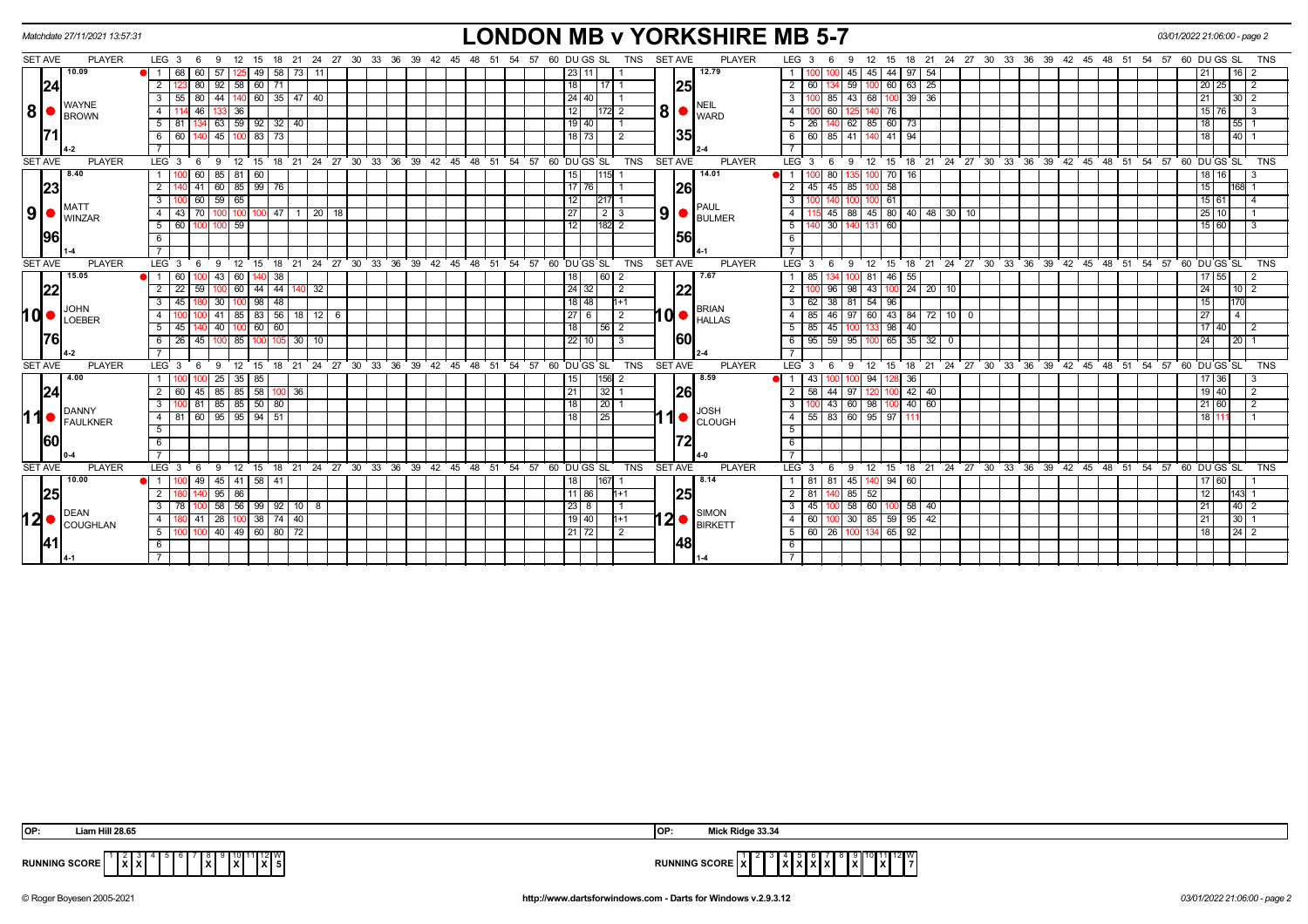Matchdate 27/11/2021 13:57:31

# LONDON MB v YORKSHIRE MB 5-7

## Set 8

| SET AVE | PLAYER | LEG | 3 | 6 | 9 | 12 | 15 | 18 | 21 | 24 | DU | GS | SL | TNS |
|---|---|---|---|---|---|---|---|---|---|---|---|---|---|---|
| 10.09 / 24.71 | WAYNE BROWN (4-2) | 1 | 68 | 60 | 57 | 125 | 49 | 58 | 73 | 11 | 23 | 11 | | 1 |
| | | 2 | 123 | 80 | 92 | 58 | 60 | 71 | | | 18 | | 17 | 1 |
| | | 3 | 55 | 80 | 44 | 140 | 60 | 35 | 47 | 40 | 24 | 40 | | 1 |
| | | 4 | 114 | 46 | 133 | 36 | | | | | 12 | | 172 | 2 |
| | | 5 | 81 | 134 | 63 | 59 | 92 | 32 | 40 | | 19 | 40 | | 1 |
| | | 6 | 60 | 140 | 45 | 100 | 83 | 73 | | | 18 | 73 | | 2 |

| SET AVE | PLAYER | LEG | 3 | 6 | 9 | 12 | 15 | 18 | 21 | DU | GS | SL | TNS |
|---|---|---|---|---|---|---|---|---|---|---|---|---|---|
| 12.79 / 25.35 | NEIL WARD (2-4) | 1 | 100 | 100 | 45 | 45 | 44 | 97 | 54 | 21 | | 16 | 2 |
| | | 2 | 60 | 134 | 59 | 100 | 60 | 63 | 25 | 20 | 25 | | 2 |
| | | 3 | 100 | 85 | 43 | 68 | 100 | 39 | 36 | 21 | | 30 | 2 |
| | | 4 | 100 | 60 | 125 | 140 | 76 | | | 15 | 76 | | 3 |
| | | 5 | 26 | 140 | 62 | 85 | 60 | 73 | | 18 | | 55 | 1 |
| | | 6 | 60 | 85 | 41 | 140 | 41 | 94 | | 18 | | 40 | 1 |

## Set 9

| SET AVE | PLAYER | LEG | 3 | 6 | 9 | 12 | 15 | 18 | 21 | 24 | 27 | DU | GS | SL | TNS |
|---|---|---|---|---|---|---|---|---|---|---|---|---|---|---|---|
| 8.40 / 23.96 | MATT WINZAR (1-4) | 1 | 100 | 60 | 85 | 81 | 60 | | | | | 15 | | 115 | 1 |
| | | 2 | 140 | 41 | 60 | 85 | 99 | 76 | | | | 17 | 76 | | 1 |
| | | 3 | 100 | 60 | 59 | 65 | | | | | | 12 | | 217 | 1 |
| | | 4 | 43 | 70 | 100 | 100 | 100 | 47 | 1 | 20 | 18 | 27 | | 2 | 3 |
| | | 5 | 60 | 100 | 100 | 59 | | | | | | 12 | | 182 | 2 |

| SET AVE | PLAYER | LEG | 3 | 6 | 9 | 12 | 15 | 18 | 21 | 24 | 27 | DU | GS | SL | TNS |
|---|---|---|---|---|---|---|---|---|---|---|---|---|---|---|---|
| 14.01 / 26.56 | PAUL BULMER (4-1) | 1 | 100 | 80 | 135 | 100 | 70 | 16 | | | | 18 | 16 | | 3 |
| | | 2 | 45 | 45 | 85 | 100 | 58 | | | | | 15 | | 168 | 1 |
| | | 3 | 100 | 140 | 100 | 100 | 61 | | | | | 15 | 61 | | 4 |
| | | 4 | 115 | 45 | 88 | 45 | 80 | 40 | 48 | 30 | 10 | 25 | 10 | | 1 |
| | | 5 | 140 | 30 | 140 | 131 | 60 | | | | | 15 | 60 | | 3 |

## Set 10

| SET AVE | PLAYER | LEG | 3 | 6 | 9 | 12 | 15 | 18 | 21 | 24 | 27 | DU | GS | SL | TNS |
|---|---|---|---|---|---|---|---|---|---|---|---|---|---|---|---|
| 15.05 / 22.76 | JOHN LOEBER (4-2) | 1 | 60 | 100 | 43 | 60 | 140 | 38 | | | | 18 | | 60 | 2 |
| | | 2 | 22 | 59 | 100 | 60 | 44 | 44 | 140 | 32 | | 24 | 32 | | 2 |
| | | 3 | 45 | 180 | 30 | 100 | 98 | 48 | | | | 18 | 48 | | 1+1 |
| | | 4 | 100 | 100 | 41 | 85 | 83 | 56 | 18 | 12 | 6 | 27 | 6 | | 2 |
| | | 5 | 45 | 140 | 40 | 100 | 60 | 60 | | | | 18 | | 56 | 2 |
| | | 6 | 26 | 45 | 100 | 85 | 100 | 105 | 30 | 10 | | 22 | 10 | | 3 |

| SET AVE | PLAYER | LEG | 3 | 6 | 9 | 12 | 15 | 18 | 21 | 24 | 27 | DU | GS | SL | TNS |
|---|---|---|---|---|---|---|---|---|---|---|---|---|---|---|---|
| 7.67 / 22.60 | BRIAN HALLAS (2-4) | 1 | 85 | 134 | 100 | 81 | 46 | 55 | | | | 17 | 55 | | 2 |
| | | 2 | 100 | 96 | 98 | 43 | 100 | 24 | 20 | 10 | | 24 | | 10 | 2 |
| | | 3 | 62 | 38 | 81 | 54 | 96 | | | | | 15 | | 170 | |
| | | 4 | 85 | 46 | 97 | 60 | 43 | 84 | 72 | 10 | 0 | 27 | | 4 | |
| | | 5 | 85 | 45 | 100 | 133 | 98 | 40 | | | | 17 | 40 | | 2 |
| | | 6 | 95 | 59 | 95 | 100 | 65 | 35 | 32 | 0 | | 24 | | 20 | 1 |

## Set 11

| SET AVE | PLAYER | LEG | 3 | 6 | 9 | 12 | 15 | 18 | 21 | DU | GS | SL | TNS |
|---|---|---|---|---|---|---|---|---|---|---|---|---|---|
| 4.00 / 24.60 | DANNY FAULKNER (0-4) | 1 | 100 | 100 | 25 | 35 | 85 | | | 15 | | 156 | 2 |
| | | 2 | 60 | 45 | 85 | 85 | 58 | 100 | 36 | 21 | | 32 | 1 |
| | | 3 | 100 | 81 | 85 | 85 | 50 | 80 | | 18 | | 20 | 1 |
| | | 4 | 81 | 60 | 95 | 95 | 94 | 51 | | 18 | | 25 | |

| SET AVE | PLAYER | LEG | 3 | 6 | 9 | 12 | 15 | 18 | 21 | DU | GS | SL | TNS |
|---|---|---|---|---|---|---|---|---|---|---|---|---|---|
| 8.59 / 26.72 | JOSH CLOUGH (4-0) | 1 | 43 | 100 | 100 | 94 | 128 | 36 | | 17 | 36 | | 3 |
| | | 2 | 58 | 44 | 97 | 120 | 100 | 42 | 40 | 19 | 40 | | 2 |
| | | 3 | 100 | 43 | 60 | 98 | 100 | 40 | 60 | 21 | 60 | | 2 |
| | | 4 | 55 | 83 | 60 | 95 | 97 | 111 | | 18 | 111 | | 1 |

## Set 12

| SET AVE | PLAYER | LEG | 3 | 6 | 9 | 12 | 15 | 18 | 21 | 24 | DU | GS | SL | TNS |
|---|---|---|---|---|---|---|---|---|---|---|---|---|---|---|
| 10.00 / 25.41 | DEAN COUGHLAN (4-1) | 1 | 100 | 49 | 45 | 41 | 58 | 41 | | | 18 | | 167 | 1 |
| | | 2 | 180 | 140 | 95 | 86 | | | | | 11 | 86 | | 1+1 |
| | | 3 | 78 | 100 | 58 | 56 | 99 | 92 | 10 | 8 | 23 | 8 | | 1 |
| | | 4 | 180 | 41 | 28 | 100 | 38 | 74 | 40 | | 19 | 40 | | 1+1 |
| | | 5 | 100 | 100 | 40 | 49 | 60 | 80 | 72 | | 21 | 72 | | 2 |

| SET AVE | PLAYER | LEG | 3 | 6 | 9 | 12 | 15 | 18 | 21 | DU | GS | SL | TNS |
|---|---|---|---|---|---|---|---|---|---|---|---|---|---|
| 8.14 / 25.48 | SIMON BIRKETT (1-4) | 1 | 81 | 81 | 45 | 140 | 94 | 60 | | 17 | 60 | | 1 |
| | | 2 | 81 | 140 | 85 | 52 | | | | 12 | | 143 | 1 |
| | | 3 | 45 | 100 | 58 | 60 | 100 | 58 | 40 | 21 | | 40 | 2 |
| | | 4 | 60 | 100 | 30 | 85 | 59 | 95 | 42 | 21 | | 30 | 1 |
| | | 5 | 60 | 26 | 100 | 134 | 65 | 92 | | 18 | | 24 | 2 |

OP: Liam Hill 28.65

OP: Mick Ridge 33.34

RUNNING SCORE (London MB)

| 1 | 2 | 3 | 4 | 5 | 6 | 7 | 8 | 9 | 10 | 11 | 12 | W |
|---|---|---|---|---|---|---|---|---|---|---|---|---|
| | X | X | | | | | X | | X | | X | 5 |

RUNNING SCORE (Yorkshire MB)

| 1 | 2 | 3 | 4 | 5 | 6 | 7 | 8 | 9 | 10 | 11 | 12 | W |
|---|---|---|---|---|---|---|---|---|---|---|---|---|
| X | | | X | X | X | X | | X | | X | | 7 |

© Roger Boyesen 2005-2021 http://www.dartsforwindows.com - Darts for Windows v.2.9.3.12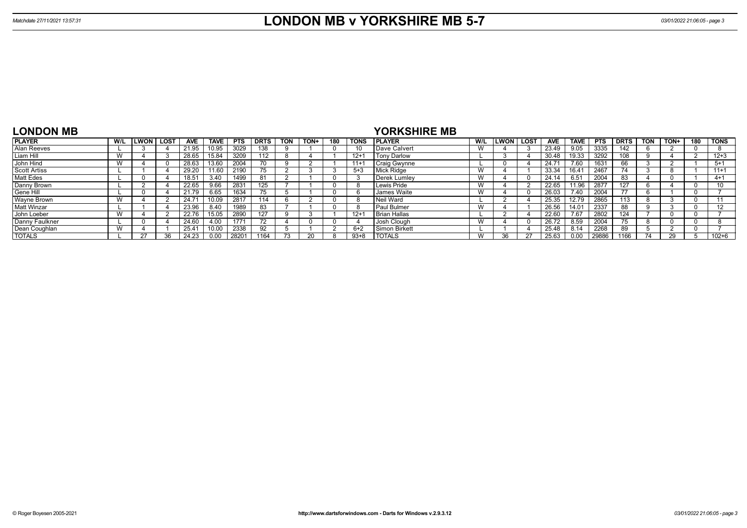# LONDON MB v YORKSHIRE MB 5-7

Matchdate 27/11/2021 13:57:31

## LONDON MB

| PLAYER | W/L | LWON | LOST | AVE | TAVE | PTS | DRTS | TON | TON+ | 180 | TONS |
|---|---|---|---|---|---|---|---|---|---|---|---|
| Alan Reeves | L | 3 | 4 | 21.95 | 10.95 | 3029 | 138 | 9 | 1 | 0 | 10 |
| Liam Hill | W | 4 | 3 | 28.65 | 15.84 | 3209 | 112 | 8 | 4 | 1 | 12+1 |
| John Hind | W | 4 | 0 | 28.63 | 13.60 | 2004 | 70 | 9 | 2 | 1 | 11+1 |
| Scott Artiss | L | 1 | 4 | 29.20 | 11.60 | 2190 | 75 | 2 | 3 | 3 | 5+3 |
| Matt Edes | L | 0 | 4 | 18.51 | 3.40 | 1499 | 81 | 2 | 1 | 0 | 3 |
| Danny Brown | L | 2 | 4 | 22.65 | 9.66 | 2831 | 125 | 7 | 1 | 0 | 8 |
| Gene Hill | L | 0 | 4 | 21.79 | 6.65 | 1634 | 75 | 5 | 1 | 0 | 6 |
| Wayne Brown | W | 4 | 2 | 24.71 | 10.09 | 2817 | 114 | 6 | 2 | 0 | 8 |
| Matt Winzar | L | 1 | 4 | 23.96 | 8.40 | 1989 | 83 | 7 | 1 | 0 | 8 |
| John Loeber | W | 4 | 2 | 22.76 | 15.05 | 2890 | 127 | 9 | 3 | 1 | 12+1 |
| Danny Faulkner | L | 0 | 4 | 24.60 | 4.00 | 1771 | 72 | 4 | 0 | 0 | 4 |
| Dean Coughlan | W | 4 | 1 | 25.41 | 10.00 | 2338 | 92 | 5 | 1 | 2 | 6+2 |
| TOTALS | L | 27 | 36 | 24.23 | 0.00 | 28201 | 1164 | 73 | 20 | 8 | 93+8 |

## YORKSHIRE MB

| PLAYER | W/L | LWON | LOST | AVE | TAVE | PTS | DRTS | TON | TON+ | 180 | TONS |
|---|---|---|---|---|---|---|---|---|---|---|---|
| Dave Calvert | W | 4 | 3 | 23.49 | 9.05 | 3335 | 142 | 6 | 2 | 0 | 8 |
| Tony Darlow | L | 3 | 4 | 30.48 | 19.33 | 3292 | 108 | 9 | 4 | 2 | 12+3 |
| Craig Gwynne | L | 0 | 4 | 24.71 | 7.60 | 1631 | 66 | 3 | 2 | 1 | 5+1 |
| Mick Ridge | W | 4 | 1 | 33.34 | 16.41 | 2467 | 74 | 3 | 8 | 1 | 11+1 |
| Derek Lumley | W | 4 | 0 | 24.14 | 6.51 | 2004 | 83 | 4 | 0 | 1 | 4+1 |
| Lewis Pride | W | 4 | 2 | 22.65 | 11.96 | 2877 | 127 | 6 | 4 | 0 | 10 |
| James Waite | W | 4 | 0 | 26.03 | 7.40 | 2004 | 77 | 6 | 1 | 0 | 7 |
| Neil Ward | L | 2 | 4 | 25.35 | 12.79 | 2865 | 113 | 8 | 3 | 0 | 11 |
| Paul Bulmer | W | 4 | 1 | 26.56 | 14.01 | 2337 | 88 | 9 | 3 | 0 | 12 |
| Brian Hallas | L | 2 | 4 | 22.60 | 7.67 | 2802 | 124 | 7 | 0 | 0 | 7 |
| Josh Clough | W | 4 | 0 | 26.72 | 8.59 | 2004 | 75 | 8 | 0 | 0 | 8 |
| Simon Birkett | L | 1 | 4 | 25.48 | 8.14 | 2268 | 89 | 5 | 2 | 0 | 7 |
| TOTALS | W | 36 | 27 | 25.63 | 0.00 | 29886 | 1166 | 74 | 29 | 5 | 102+6 |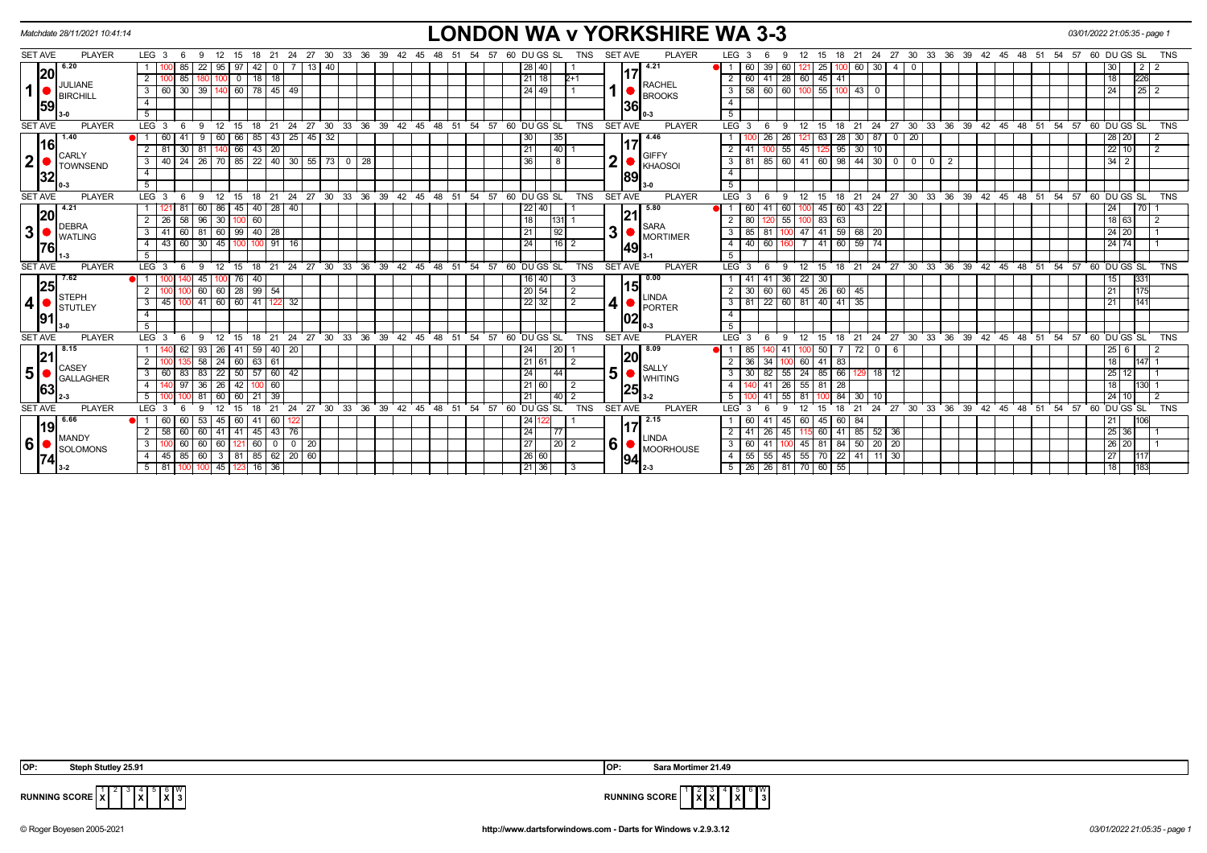Matchdate 28/11/2021 10:41:14

# LONDON WA v YORKSHIRE WA 3-3

03/01/2022 21:05:35 - page 1

| SET | AVE | PLAYER | LEG | 3 | 6 | 9 | 12 | 15 | 18 | 21 | 24 | 27 | 30 | DU | GS | SL | TNS | SET | AVE | PLAYER | LEG | 3 | 6 | 9 | 12 | 15 | 18 | 21 | 24 | 27 | 30 | 33 | DU | GS | SL | TNS |
|---|---|---|---|---|---|---|---|---|---|---|---|---|---|---|---|---|---|---|---|---|---|---|---|---|---|---|---|---|---|---|---|---|---|---|---|---|
| 1 | 20.59 (6.20) | JULIANE BIRCHILL 3-0 | 1 | 100 | 85 | 22 | 95 | 97 | 42 | 0 | 7 | 13 | 40 | 28 | 40 | | 1 | 1 | 17.36 (4.21) | RACHEL BROOKS 0-3 | 1 | 60 | 39 | 60 | 121 | 25 | 100 | 60 | 30 | 4 | 0 | | | 30 | 2 | 2 |
| | | | 2 | 100 | 85 | 180 | 100 | 0 | 18 | 18 | | | | 21 | 18 | | 2+1 | | | | 2 | 60 | 41 | 28 | 60 | 45 | 41 | | | | | | | 18 | 226 | |
| | | | 3 | 60 | 30 | 39 | 140 | 60 | 78 | 45 | 49 | | | 24 | 49 | | 1 | | | | 3 | 58 | 60 | 60 | 100 | 55 | 100 | 43 | 0 | | | | | 24 | 25 | 2 |
| 2 | 16.32 (1.40) | CARLY TOWNSEND 0-3 | 1 | 60 | 41 | 9 | 60 | 66 | 85 | 43 | 25 | 45 | 32 | 30 | | 35 | | 2 | 17.89 (4.46) | GIFFY KHAOSOI 3-0 | 1 | 100 | 26 | 26 | 121 | 63 | 28 | 30 | 87 | 0 | 20 | | | 28 | 20 | 2 |
| | | | 2 | 81 | 30 | 81 | 140 | 66 | 43 | 20 | | | | 21 | | 40 | 1 | | | | 2 | 41 | 100 | 55 | 45 | 125 | 95 | 30 | 10 | | | | | 22 | 10 | 2 |
| | | | 3 | 40 | 24 | 26 | 70 | 85 | 22 | 40 | 30 | 55 | 73 0 28 | 36 | | 8 | | | | | 3 | 81 | 85 | 60 | 41 | 60 | 98 | 44 | 30 | 0 | 0 | 0 2 | | 34 | 2 | |
| 3 | 20.76 (4.21) | DEBRA WATLING 1-3 | 1 | 121 | 81 | 60 | 86 | 45 | 40 | 28 | 40 | | | 22 | 40 | | 1 | 3 | 21.49 (5.80) | SARA MORTIMER 3-1 | 1 | 60 | 41 | 60 | 100 | 45 | 60 | 43 | 22 | | | | | 24 | | 70 1 |
| | | | 2 | 26 | 58 | 96 | 30 | 100 | 60 | | | | | 18 | | 131 | 1 | | | | 2 | 80 | 120 | 55 | 100 | 83 | 63 | | | | | | | 18 | 63 | 2 |
| | | | 3 | 41 | 60 | 81 | 60 | 99 | 40 | 28 | | | | 21 | | 92 | | | | | 3 | 85 | 81 | 100 | 47 | 41 | 59 | 68 | 20 | | | | | 24 | 20 | 1 |
| | | | 4 | 43 | 60 | 30 | 45 | 100 | 100 | 91 | 16 | | | 24 | | 16 | 2 | | | | 4 | 40 | 60 | 160 | 7 | 41 | 60 | 59 | 74 | | | | | 24 | 74 | 1 |
| 4 | 25.91 (7.62) | STEPH STUTLEY 3-0 | 1 | 100 | 140 | 45 | 100 | 76 | 40 | | | | | 16 | 40 | | 3 | 4 | 15.02 (0.00) | LINDA PORTER 0-3 | 1 | 41 | 41 | 36 | 22 | 30 | | | | | | | | 15 | | 331 |
| | | | 2 | 100 | 100 | 60 | 60 | 28 | 99 | 54 | | | | 20 | 54 | | 2 | | | | 2 | 30 | 60 | 60 | 45 | 26 | 60 | 45 | | | | | | 21 | | 175 |
| | | | 3 | 45 | 100 | 41 | 60 | 60 | 41 | 122 | 32 | | | 22 | 32 | | 2 | | | | 3 | 81 | 22 | 60 | 81 | 40 | 41 | 35 | | | | | | 21 | | 141 |
| 5 | 21.63 (8.15) | CASEY GALLAGHER 2-3 | 1 | 140 | 62 | 93 | 26 | 41 | 59 | 40 | 20 | | | 24 | | 20 | 1 | 5 | 20.25 (8.09) | SALLY WHITING 3-2 | 1 | 85 | 140 | 41 | 100 | 50 | 7 | 72 | 0 | 6 | | | | 25 | 6 | 2 |
| | | | 2 | 100 | 135 | 58 | 24 | 60 | 63 | 61 | | | | 21 | 61 | | 2 | | | | 2 | 36 | 34 | 100 | 60 | 41 | 83 | | | | | | | 18 | | 147 1 |
| | | | 3 | 60 | 83 | 83 | 22 | 50 | 57 | 60 | 42 | | | 24 | | 44 | | | | | 3 | 30 | 82 | 55 | 24 | 85 | 66 | 129 | 18 | 12 | | | | 25 | 12 | 1 |
| | | | 4 | 140 | 97 | 36 | 26 | 42 | 100 | 60 | | | | 21 | 60 | | 2 | | | | 4 | 140 | 41 | 26 | 55 | 81 | 28 | | | | | | | 18 | | 130 1 |
| | | | 5 | 100 | 100 | 81 | 60 | 60 | 21 | 39 | | | | 21 | | 40 | 2 | | | | 5 | 100 | 41 | 55 | 81 | 100 | 84 | 30 | 10 | | | | | 24 | 10 | 2 |
| 6 | 19.74 (6.66) | MANDY SOLOMONS 3-2 | 1 | 60 | 60 | 53 | 45 | 60 | 41 | 60 | 122 | | | 24 | 122 | | 1 | 6 | 17.94 (2.15) | LINDA MOORHOUSE 2-3 | 1 | 60 | 41 | 45 | 60 | 45 | 60 | 84 | | | | | | 21 | | 106 |
| | | | 2 | 58 | 60 | 60 | 41 | 41 | 45 | 43 | 76 | | | 24 | | 77 | | | | | 2 | 41 | 26 | 45 | 115 | 60 | 41 | 85 | 52 | 36 | | | | 25 | 36 | |
| | | | 3 | 100 | 60 | 60 | 60 | 121 | 60 | 0 | 0 | 20 | | 27 | | 20 | 2 | | | | 3 | 60 | 41 | 100 | 45 | 81 | 84 | 50 | 20 | 20 | | | | 26 | 20 | 1 |
| | | | 4 | 45 | 85 | 60 | 3 | 81 | 85 | 62 | 20 | 60 | | 26 | 60 | | | | | | 4 | 55 | 55 | 45 | 55 | 70 | 22 | 41 | 11 | 30 | | | | 27 | | 117 |
| | | | 5 | 81 | 100 | 100 | 45 | 123 | 16 | 36 | | | | 21 | 36 | | 3 | | | | 5 | 26 | 26 | 81 | 70 | 60 | 55 | | | | | | | 18 | | 183 |

OP: Steph Stutley 25.91 — OP: Sara Mortimer 21.49

RUNNING SCORE (London): 1 X, 2, 3, 4 X, 5, 6 X — W 3

RUNNING SCORE (Yorkshire): 1, 2 X, 3 X, 4, 5 X, 6 — W 3

© Roger Boyesen 2005-2021 — http://www.dartsforwindows.com - Darts for Windows v.2.9.3.12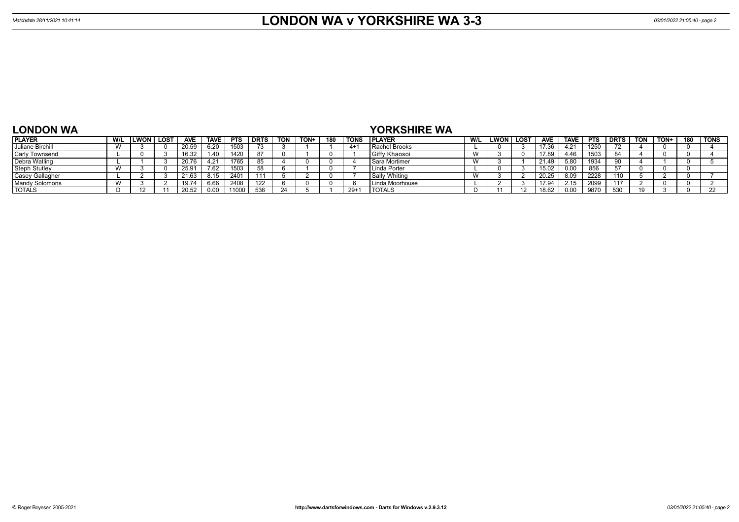# LONDON WA v YORKSHIRE WA 3-3

Matchdate 28/11/2021 10:41:14

## LONDON WA

| PLAYER | W/L | LWON | LOST | AVE | TAVE | PTS | DRTS | TON | TON+ | 180 | TONS |
|---|---|---|---|---|---|---|---|---|---|---|---|
| Juliane Birchill | W | 3 | 0 | 20.59 | 6.20 | 1503 | 73 | 3 | 1 | 1 | 4+1 |
| Carly Townsend | L | 0 | 3 | 16.32 | 1.40 | 1420 | 87 | 0 | 1 | 0 | 1 |
| Debra Watling | L | 1 | 3 | 20.76 | 4.21 | 1765 | 85 | 4 | 0 | 0 | 4 |
| Steph Stutley | W | 3 | 0 | 25.91 | 7.62 | 1503 | 58 | 6 | 1 | 0 | 7 |
| Casey Gallagher | L | 2 | 3 | 21.63 | 8.15 | 2401 | 111 | 5 | 2 | 0 | 7 |
| Mandy Solomons | W | 3 | 2 | 19.74 | 6.66 | 2408 | 122 | 6 | 0 | 0 | 6 |
| TOTALS | D | 12 | 11 | 20.52 | 0.00 | 11000 | 536 | 24 | 5 | 1 | 29+1 |

## YORKSHIRE WA

| PLAYER | W/L | LWON | LOST | AVE | TAVE | PTS | DRTS | TON | TON+ | 180 | TONS |
|---|---|---|---|---|---|---|---|---|---|---|---|
| Rachel Brooks | L | 0 | 3 | 17.36 | 4.21 | 1250 | 72 | 4 | 0 | 0 | 4 |
| Giffy Khaosoi | W | 3 | 0 | 17.89 | 4.46 | 1503 | 84 | 4 | 0 | 0 | 4 |
| Sara Mortimer | W | 3 | 1 | 21.49 | 5.80 | 1934 | 90 | 4 | 1 | 0 | 5 |
| Linda Porter | L | 0 | 3 | 15.02 | 0.00 | 856 | 57 | 0 | 0 | 0 | |
| Sally Whiting | W | 3 | 2 | 20.25 | 8.09 | 2228 | 110 | 5 | 2 | 0 | 7 |
| Linda Moorhouse | L | 2 | 3 | 17.94 | 2.15 | 2099 | 117 | 2 | 0 | 0 | 2 |
| TOTALS | D | 11 | 12 | 18.62 | 0.00 | 9870 | 530 | 19 | 3 | 0 | 22 |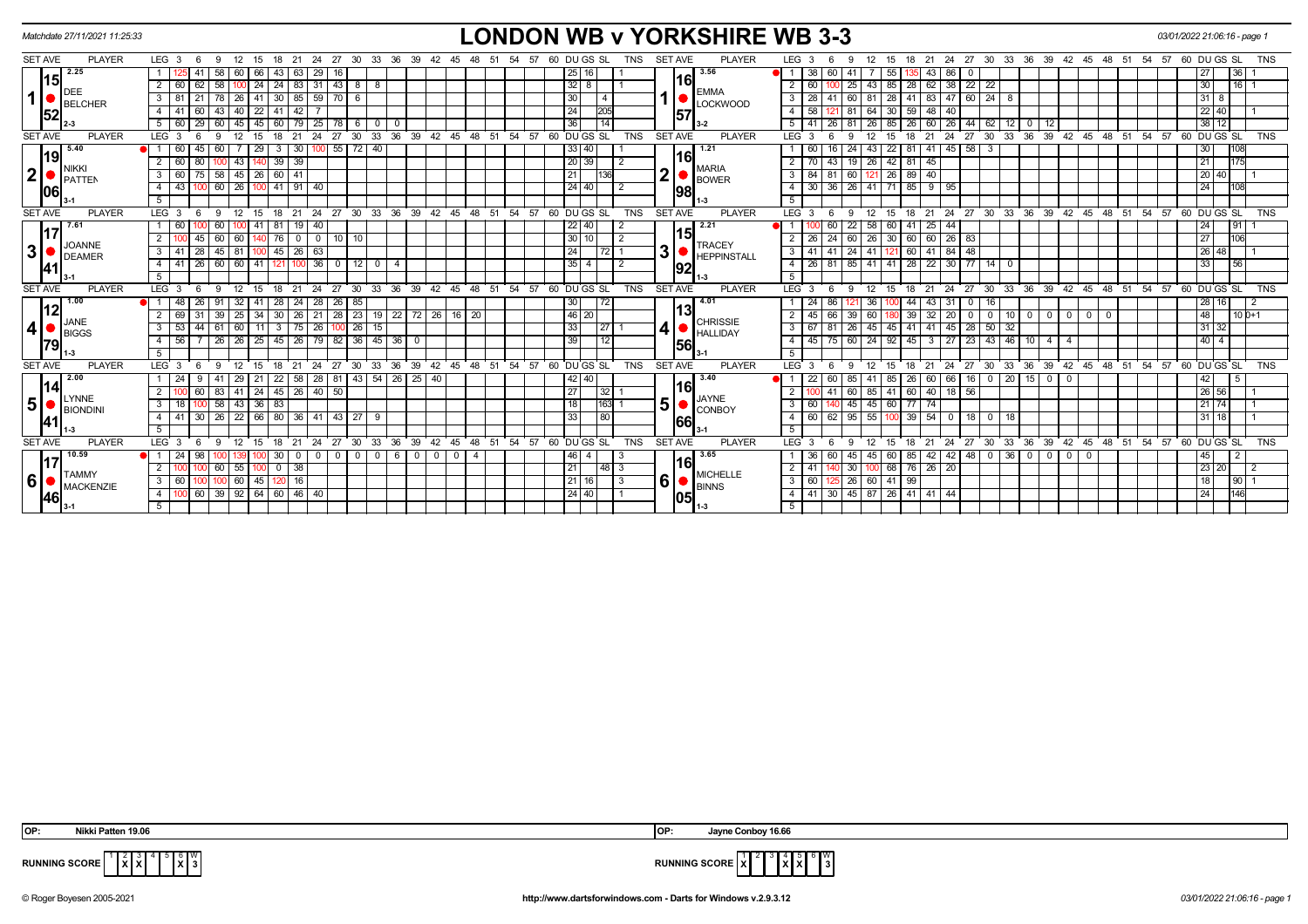# LONDON WB v YORKSHIRE WB 3-3

Matchdate 27/11/2021 11:25:33

03/01/2022 21:06:16 - page 1

| SET AVE | PLAYER | LEG | 3 | 6 | 9 | 12 | 15 | 18 | 21 | 24 | 27 | 30 | 33 | 36 | 39 | 42 | 45 | 48 | 51 | 54 | 57 | 60 | DU | GS | SL | TNS | SET AVE | PLAYER | LEG | 3 | 6 | 9 | 12 | 15 | 18 | 21 | 24 | 27 | 30 | 33 | 36 | 39 | 42 | 45 | 48 | 51 | 54 | 57 | 60 | DU | GS | SL | TNS |
|---|---|---|---|---|---|---|---|---|---|---|---|---|---|---|---|---|---|---|---|---|---|---|---|---|---|---|---|---|---|---|---|---|---|---|---|---|---|---|---|---|---|---|---|---|---|---|---|---|---|---|---|---|
| 15.52 (2.25) | 1 DEE BELCHER 2-3 | 1 | 125 | 41 | 58 | 60 | 66 | 43 | 63 | 29 | 16 | | | | | | | | | | | | 25 | 16 | | 1 | 16.57 (3.56) | 1 EMMA LOCKWOOD 3-2 | 1 | 38 | 60 | 41 | 7 | 55 | 135 | 43 | 86 | 0 | | | | | | | | | | | | | 27 | | 36 | 1 |
| | | 2 | 60 | 62 | 58 | 100 | 24 | 24 | 83 | 31 | 43 | 8 | 8 | | | | | | | | | | 32 | 8 | | 1 | | | 2 | 60 | 100 | 25 | 43 | 85 | 28 | 62 | 38 | 22 | 22 | | | | | | | | | | | 30 | | 16 | 1 |
| | | 3 | 81 | 21 | 78 | 26 | 41 | 30 | 85 | 59 | 70 | 6 | | | | | | | | | | | 30 | | 4 | | | | 3 | 28 | 41 | 60 | 81 | 28 | 41 | 83 | 47 | 60 | 24 | 8 | | | | | | | | | | 31 | 8 | | |
| | | 4 | 41 | 60 | 43 | 40 | 22 | 41 | 42 | 7 | | | | | | | | | | | | | 24 | | 205 | | | | 4 | 58 | 121 | 81 | 64 | 30 | 59 | 48 | 40 | | | | | | | | | | | | | | 22 | 40 | | 1 |
| | | 5 | 60 | 29 | 60 | 45 | 45 | 60 | 79 | 25 | 78 | 6 | 0 | 0 | | | | | | | | | 36 | | 14 | | | | 5 | 41 | 26 | 81 | 26 | 85 | 26 | 60 | 26 | 44 | 62 | 12 | 0 | 12 | | | | | | | | | 38 | 12 | | |
| 19.06 (5.40) | 2 NIKKI PATTEN 3-1 | 1 | 60 | 45 | 60 | 7 | 29 | 3 | 30 | 100 | 55 | 72 | 40 | | | | | | | | | | 33 | 40 | | 1 | 16.98 (1.21) | 2 MARIA BOWER 1-3 | 1 | 60 | 16 | 24 | 43 | 22 | 81 | 41 | 45 | 58 | 3 | | | | | | | | | | | | 30 | | 108 | |
| | | 2 | 60 | 80 | 100 | 43 | 140 | 39 | 39 | | | | | | | | | | | | | | 20 | 39 | | 2 | | | 2 | 70 | 43 | 19 | 26 | 42 | 81 | 45 | | | | | | | | | | | | | | | 21 | | 175 | |
| | | 3 | 60 | 75 | 58 | 45 | 26 | 60 | 41 | | | | | | | | | | | | | | 21 | | 136 | | | | 3 | 84 | 81 | 60 | 121 | 26 | 89 | 40 | | | | | | | | | | | | | | | 20 | 40 | | 1 |
| | | 4 | 43 | 100 | 60 | 26 | 100 | 41 | 91 | 40 | | | | | | | | | | | | | 24 | 40 | | 2 | | | 4 | 30 | 36 | 26 | 41 | 71 | 85 | 9 | 95 | | | | | | | | | | | | | | 24 | | 108 | |
| | | 5 | | | | | | | | | | | | | | | | | | | | | | | | | | | 5 | | | | | | | | | | | | | | | | | | | | | | | | | |
| 17.41 (7.61) | 3 JOANNE DEAMER 3-1 | 1 | 60 | 100 | 60 | 100 | 41 | 81 | 19 | 40 | | | | | | | | | | | | | 22 | 40 | | 2 | 15.92 (2.21) | 3 TRACEY HEPPINSTALL 1-3 | 1 | 100 | 60 | 22 | 58 | 60 | 41 | 25 | 44 | | | | | | | | | | | | | | 24 | | 91 | 1 |
| | | 2 | 100 | 45 | 60 | 60 | 140 | 76 | 0 | 0 | 10 | 10 | | | | | | | | | | | 30 | 10 | | 2 | | | 2 | 26 | 24 | 60 | 26 | 30 | 60 | 60 | 26 | 83 | | | | | | | | | | | | | 27 | | 106 | |
| | | 3 | 41 | 28 | 45 | 81 | 100 | 45 | 26 | 63 | | | | | | | | | | | | | 24 | | 72 | 1 | | | 3 | 41 | 41 | 24 | 41 | 121 | 60 | 41 | 84 | 48 | | | | | | | | | | | | | 26 | 48 | | 1 |
| | | 4 | 41 | 26 | 60 | 60 | 41 | 121 | 100 | 36 | 0 | 12 | 0 | 4 | | | | | | | | | 35 | 4 | | 2 | | | 4 | 26 | 81 | 85 | 41 | 41 | 28 | 22 | 30 | 77 | 14 | 0 | | | | | | | | | | | 33 | | 56 | |
| | | 5 | | | | | | | | | | | | | | | | | | | | | | | | | | | 5 | | | | | | | | | | | | | | | | | | | | | | | | | |
| 12.79 (1.00) | 4 JANE BIGGS 1-3 | 1 | 48 | 26 | 91 | 32 | 41 | 28 | 24 | 28 | 26 | 85 | | | | | | | | | | | 30 | | 72 | | 13.56 (4.01) | 4 CHRISSIE HALLIDAY 3-1 | 1 | 24 | 86 | 121 | 36 | 100 | 44 | 43 | 31 | 0 | 16 | | | | | | | | | | | | 28 | 16 | | 2 |
| | | 2 | 69 | 31 | 39 | 25 | 34 | 30 | 26 | 21 | 28 | 23 | 19 | 22 | 72 | 26 | 16 | 20 | | | | | 46 | 20 | | | | | 2 | 45 | 66 | 39 | 60 | 180 | 39 | 32 | 20 | 0 | 0 | 10 | 0 | 0 | 0 | 0 | 0 | | | | | | 48 | | 10 | 0+1 |
| | | 3 | 53 | 44 | 61 | 60 | 11 | 3 | 75 | 26 | 100 | 26 | 15 | | | | | | | | | | 33 | | 27 | 1 | | | 3 | 67 | 81 | 26 | 45 | 45 | 41 | 41 | 45 | 28 | 50 | 32 | | | | | | | | | | | 31 | 32 | | |
| | | 4 | 56 | 7 | 26 | 26 | 25 | 45 | 26 | 79 | 82 | 36 | 45 | 36 | 0 | | | | | | | | 39 | | 12 | | | | 4 | 45 | 75 | 60 | 24 | 92 | 45 | 3 | 27 | 23 | 43 | 46 | 10 | 4 | 4 | | | | | | | | 40 | 4 | | |
| | | 5 | | | | | | | | | | | | | | | | | | | | | | | | | | | 5 | | | | | | | | | | | | | | | | | | | | | | | | | |
| 14.41 (2.00) | 5 LYNNE BIONDINI 1-3 | 1 | 24 | 9 | 41 | 29 | 21 | 22 | 58 | 28 | 81 | 43 | 54 | 26 | 25 | 40 | | | | | | | 42 | 40 | | | 16.66 (3.40) | 5 JAYNE CONBOY 3-1 | 1 | 22 | 60 | 85 | 41 | 85 | 26 | 60 | 66 | 16 | 0 | 20 | 15 | 0 | 0 | | | | | | | | 42 | | 5 | |
| | | 2 | 100 | 60 | 83 | 41 | 24 | 45 | 26 | 40 | 50 | | | | | | | | | | | | 27 | | 32 | 1 | | | 2 | 100 | 41 | 60 | 85 | 41 | 60 | 40 | 18 | 56 | | | | | | | | | | | | | 26 | 56 | | 1 |
| | | 3 | 18 | 100 | 58 | 43 | 36 | 83 | | | | | | | | | | | | | | | 18 | | 163 | 1 | | | 3 | 60 | 140 | 45 | 45 | 60 | 77 | 74 | | | | | | | | | | | | | | | 21 | 74 | | 1 |
| | | 4 | 41 | 30 | 26 | 22 | 66 | 80 | 36 | 41 | 43 | 27 | 9 | | | | | | | | | | 33 | | 80 | | | | 4 | 60 | 62 | 95 | 55 | 100 | 39 | 54 | 0 | 18 | 0 | 18 | | | | | | | | | | | 31 | 18 | | 1 |
| | | 5 | | | | | | | | | | | | | | | | | | | | | | | | | | | 5 | | | | | | | | | | | | | | | | | | | | | | | | | |
| 17.46 (10.59) | 6 TAMMY MACKENZIE 3-1 | 1 | 24 | 98 | 100 | 139 | 100 | 30 | 0 | 0 | 0 | 0 | 0 | 6 | 0 | 0 | 0 | 4 | | | | | 46 | 4 | | 3 | 16.05 (3.65) | 6 MICHELLE BINNS 1-3 | 1 | 36 | 60 | 45 | 45 | 60 | 85 | 42 | 42 | 48 | 0 | 36 | 0 | 0 | 0 | 0 | | | | | | | 45 | | 2 | |
| | | 2 | 100 | 100 | 60 | 55 | 100 | 0 | 38 | | | | | | | | | | | | | | 21 | | 48 | 3 | | | 2 | 41 | 140 | 30 | 100 | 68 | 76 | 26 | 20 | | | | | | | | | | | | | | 23 | 20 | | 2 |
| | | 3 | 60 | 100 | 100 | 60 | 45 | 120 | 16 | | | | | | | | | | | | | | 21 | 16 | | 3 | | | 3 | 60 | 125 | 26 | 60 | 41 | 99 | | | | | | | | | | | | | | | | 18 | | 90 | 1 |
| | | 4 | 100 | 60 | 39 | 92 | 64 | 60 | 46 | 40 | | | | | | | | | | | | | 24 | 40 | | 1 | | | 4 | 41 | 30 | 45 | 87 | 26 | 41 | 41 | 44 | | | | | | | | | | | | | | 24 | | 146 | |
| | | 5 | | | | | | | | | | | | | | | | | | | | | | | | | | | 5 | | | | | | | | | | | | | | | | | | | | | | | | | |

OP: Nikki Patten 19.06

OP: Jayne Conboy 16.66

| RUNNING SCORE | 1 | 2 | 3 | 4 | 5 | 6 | W |
|---|---|---|---|---|---|---|---|
| LONDON WB | | X | X | | | X | 3 |
| YORKSHIRE WB | X | | | X | X | | 3 |

© Roger Boyesen 2005-2021 http://www.dartsforwindows.com - Darts for Windows v.2.9.3.12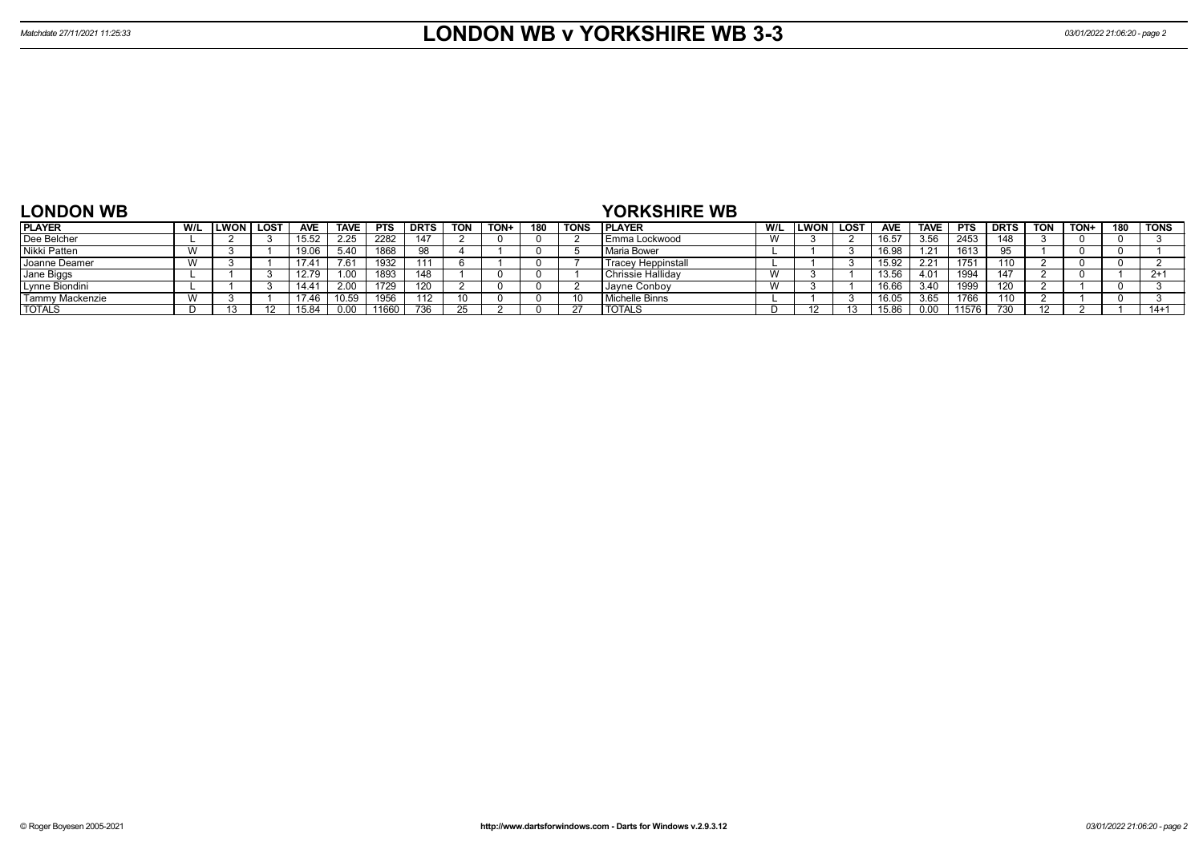# LONDON WB v YORKSHIRE WB 3-3

Matchdate 27/11/2021 11:25:33

## LONDON WB

| PLAYER | W/L | LWON | LOST | AVE | TAVE | PTS | DRTS | TON | TON+ | 180 | TONS |
|---|---|---|---|---|---|---|---|---|---|---|---|
| Dee Belcher | L | 2 | 3 | 15.52 | 2.25 | 2282 | 147 | 2 | 0 | 0 | 2 |
| Nikki Patten | W | 3 | 1 | 19.06 | 5.40 | 1868 | 98 | 4 | 1 | 0 | 5 |
| Joanne Deamer | W | 3 | 1 | 17.41 | 7.61 | 1932 | 111 | 6 | 1 | 0 | 7 |
| Jane Biggs | L | 1 | 3 | 12.79 | 1.00 | 1893 | 148 | 1 | 0 | 0 | 1 |
| Lynne Biondini | L | 1 | 3 | 14.41 | 2.00 | 1729 | 120 | 2 | 0 | 0 | 2 |
| Tammy Mackenzie | W | 3 | 1 | 17.46 | 10.59 | 1956 | 112 | 10 | 0 | 0 | 10 |
| TOTALS | D | 13 | 12 | 15.84 | 0.00 | 11660 | 736 | 25 | 2 | 0 | 27 |

## YORKSHIRE WB

| PLAYER | W/L | LWON | LOST | AVE | TAVE | PTS | DRTS | TON | TON+ | 180 | TONS |
|---|---|---|---|---|---|---|---|---|---|---|---|
| Emma Lockwood | W | 3 | 2 | 16.57 | 3.56 | 2453 | 148 | 3 | 0 | 0 | 3 |
| Maria Bower | L | 1 | 3 | 16.98 | 1.21 | 1613 | 95 | 1 | 0 | 0 | 1 |
| Tracey Heppinstall | L | 1 | 3 | 15.92 | 2.21 | 1751 | 110 | 2 | 0 | 0 | 2 |
| Chrissie Halliday | W | 3 | 1 | 13.56 | 4.01 | 1994 | 147 | 2 | 0 | 1 | 2+1 |
| Jayne Conboy | W | 3 | 1 | 16.66 | 3.40 | 1999 | 120 | 2 | 1 | 0 | 3 |
| Michelle Binns | L | 1 | 3 | 16.05 | 3.65 | 1766 | 110 | 2 | 1 | 0 | 3 |
| TOTALS | D | 12 | 13 | 15.86 | 0.00 | 11576 | 730 | 12 | 2 | 1 | 14+1 |